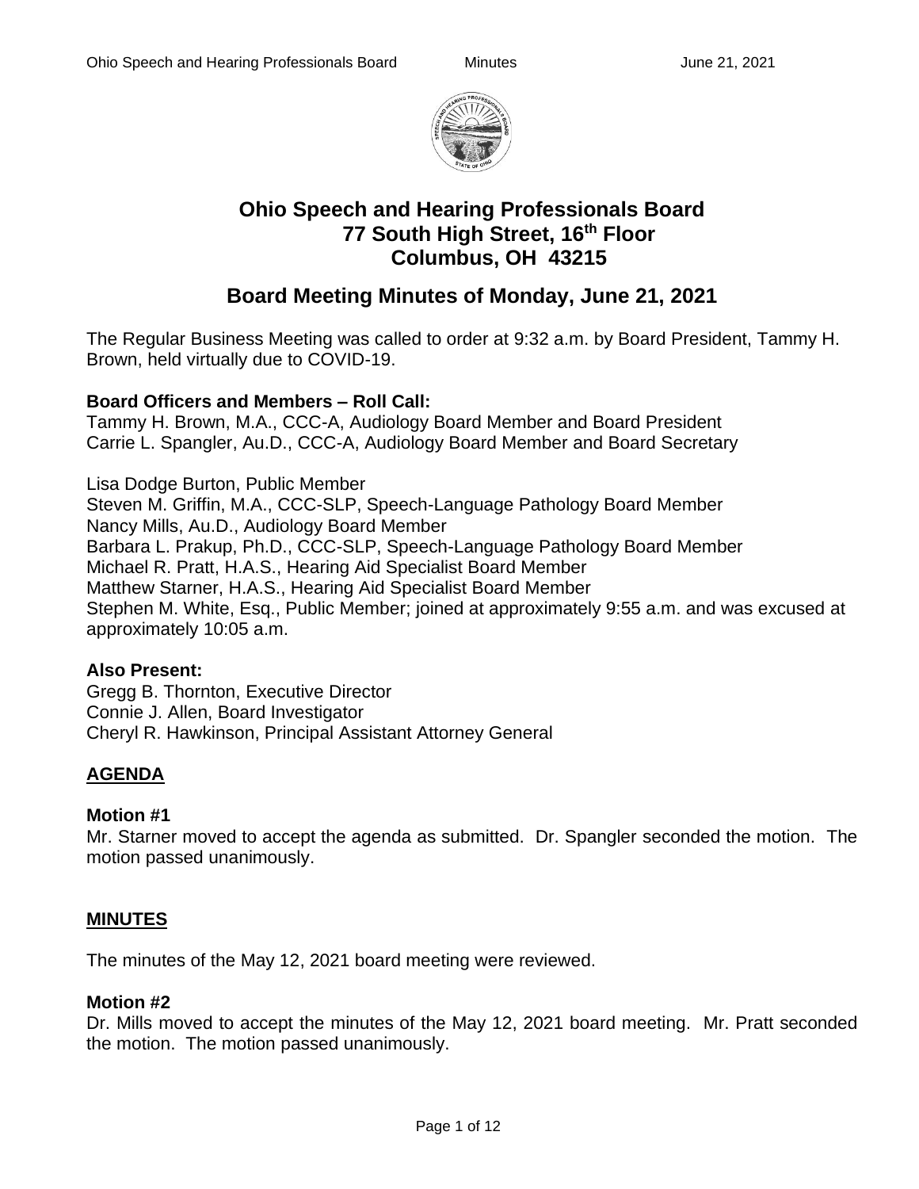# Ohio Speech and Hearing Professionals Board
## 77 South High Street, 16th Floor
## Columbus, OH 43215

## Board Meeting Minutes of Monday, June 21, 2021

The Regular Business Meeting was called to order at 9:32 a.m. by Board President, Tammy H. Brown, held virtually due to COVID-19.

**Board Officers and Members – Roll Call:**
Tammy H. Brown, M.A., CCC-A, Audiology Board Member and Board President
Carrie L. Spangler, Au.D., CCC-A, Audiology Board Member and Board Secretary

Lisa Dodge Burton, Public Member
Steven M. Griffin, M.A., CCC-SLP, Speech-Language Pathology Board Member
Nancy Mills, Au.D., Audiology Board Member
Barbara L. Prakup, Ph.D., CCC-SLP, Speech-Language Pathology Board Member
Michael R. Pratt, H.A.S., Hearing Aid Specialist Board Member
Matthew Starner, H.A.S., Hearing Aid Specialist Board Member
Stephen M. White, Esq., Public Member; joined at approximately 9:55 a.m. and was excused at approximately 10:05 a.m.

**Also Present:**
Gregg B. Thornton, Executive Director
Connie J. Allen, Board Investigator
Cheryl R. Hawkinson, Principal Assistant Attorney General

**AGENDA**

**Motion #1**
Mr. Starner moved to accept the agenda as submitted. Dr. Spangler seconded the motion. The motion passed unanimously.

**MINUTES**

The minutes of the May 12, 2021 board meeting were reviewed.

**Motion #2**
Dr. Mills moved to accept the minutes of the May 12, 2021 board meeting. Mr. Pratt seconded the motion. The motion passed unanimously.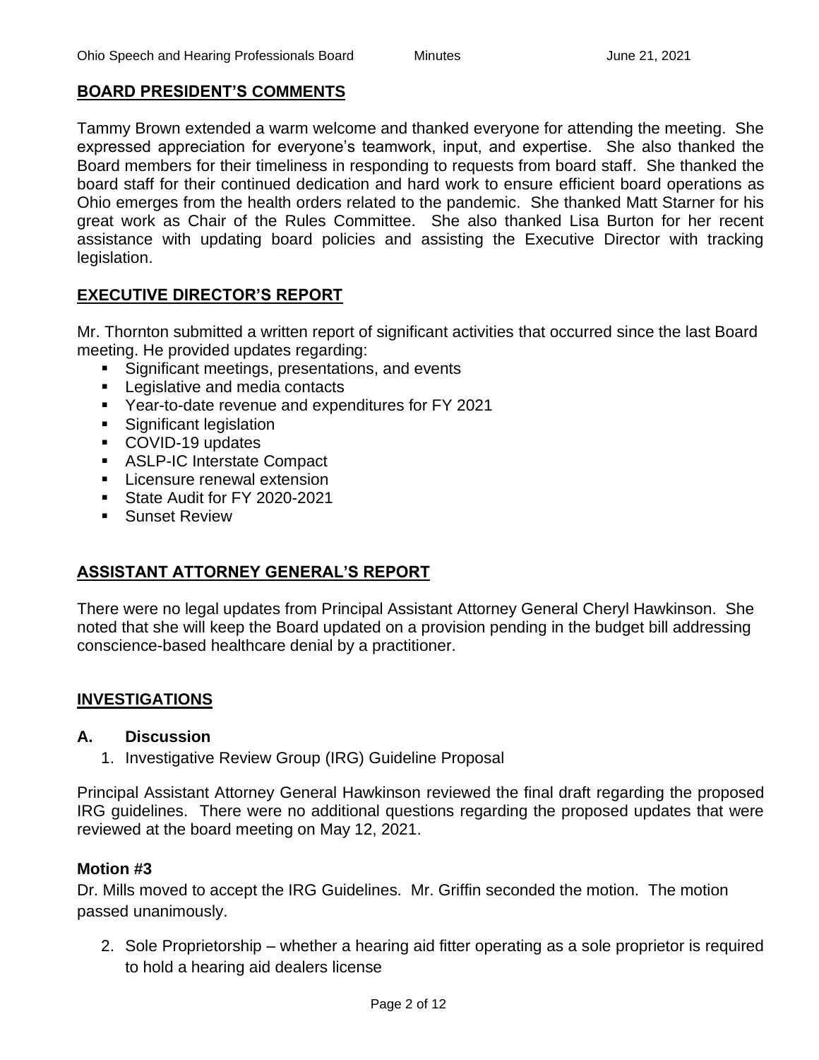## BOARD PRESIDENT'S COMMENTS

Tammy Brown extended a warm welcome and thanked everyone for attending the meeting. She expressed appreciation for everyone's teamwork, input, and expertise. She also thanked the Board members for their timeliness in responding to requests from board staff. She thanked the board staff for their continued dedication and hard work to ensure efficient board operations as Ohio emerges from the health orders related to the pandemic. She thanked Matt Starner for his great work as Chair of the Rules Committee. She also thanked Lisa Burton for her recent assistance with updating board policies and assisting the Executive Director with tracking legislation.

## EXECUTIVE DIRECTOR'S REPORT

Mr. Thornton submitted a written report of significant activities that occurred since the last Board meeting. He provided updates regarding:

- Significant meetings, presentations, and events
- Legislative and media contacts
- Year-to-date revenue and expenditures for FY 2021
- Significant legislation
- COVID-19 updates
- ASLP-IC Interstate Compact
- Licensure renewal extension
- State Audit for FY 2020-2021
- Sunset Review

## ASSISTANT ATTORNEY GENERAL'S REPORT

There were no legal updates from Principal Assistant Attorney General Cheryl Hawkinson. She noted that she will keep the Board updated on a provision pending in the budget bill addressing conscience-based healthcare denial by a practitioner.

## INVESTIGATIONS

### A. Discussion

1. Investigative Review Group (IRG) Guideline Proposal

Principal Assistant Attorney General Hawkinson reviewed the final draft regarding the proposed IRG guidelines. There were no additional questions regarding the proposed updates that were reviewed at the board meeting on May 12, 2021.

**Motion #3**

Dr. Mills moved to accept the IRG Guidelines. Mr. Griffin seconded the motion. The motion passed unanimously.

2. Sole Proprietorship – whether a hearing aid fitter operating as a sole proprietor is required to hold a hearing aid dealers license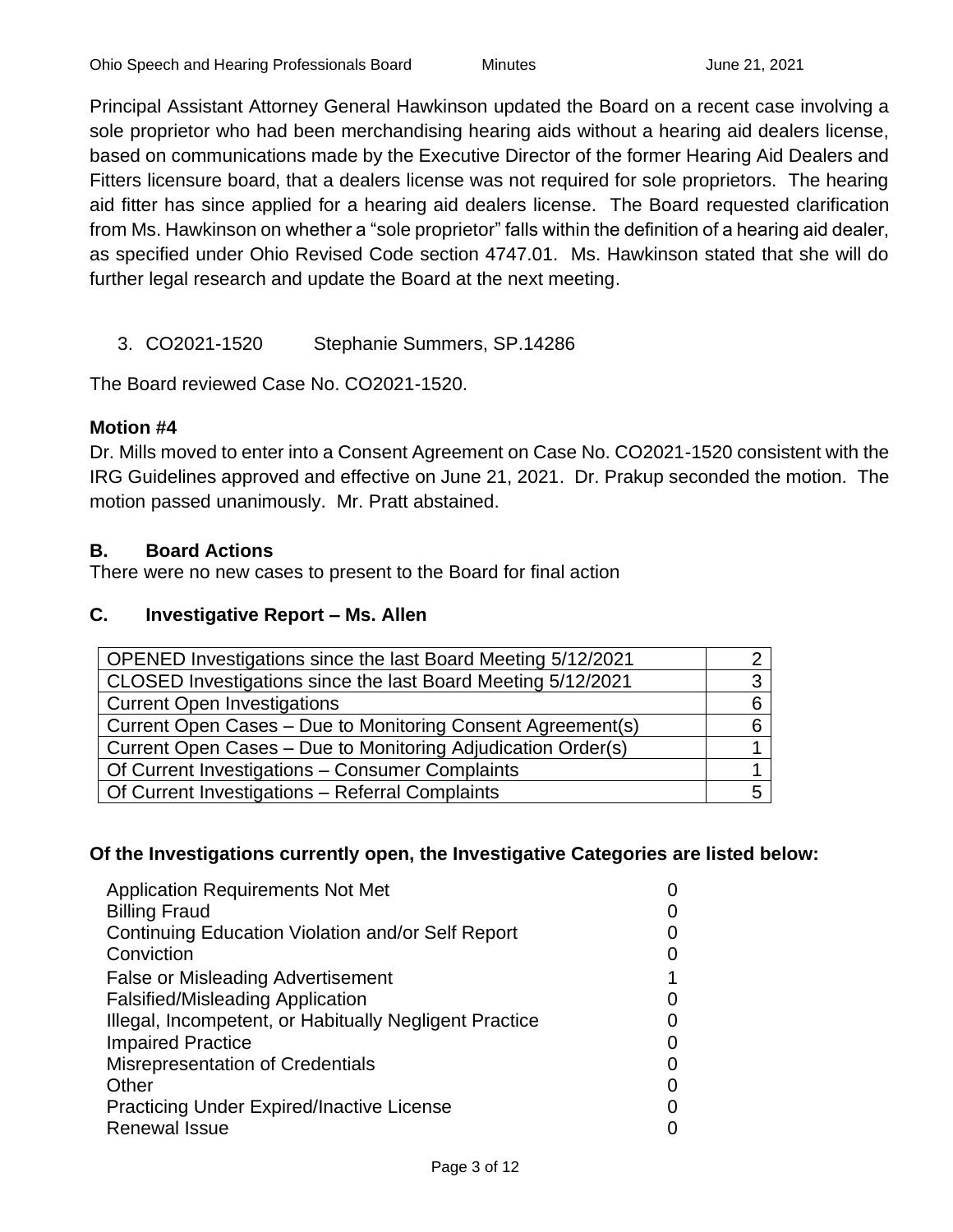Principal Assistant Attorney General Hawkinson updated the Board on a recent case involving a sole proprietor who had been merchandising hearing aids without a hearing aid dealers license, based on communications made by the Executive Director of the former Hearing Aid Dealers and Fitters licensure board, that a dealers license was not required for sole proprietors. The hearing aid fitter has since applied for a hearing aid dealers license. The Board requested clarification from Ms. Hawkinson on whether a "sole proprietor" falls within the definition of a hearing aid dealer, as specified under Ohio Revised Code section 4747.01. Ms. Hawkinson stated that she will do further legal research and update the Board at the next meeting.

3. CO2021-1520 Stephanie Summers, SP.14286

The Board reviewed Case No. CO2021-1520.

**Motion #4**

Dr. Mills moved to enter into a Consent Agreement on Case No. CO2021-1520 consistent with the IRG Guidelines approved and effective on June 21, 2021. Dr. Prakup seconded the motion. The motion passed unanimously. Mr. Pratt abstained.

## B. Board Actions

There were no new cases to present to the Board for final action

## C. Investigative Report – Ms. Allen

| | |
|---|---|
| OPENED Investigations since the last Board Meeting 5/12/2021 | 2 |
| CLOSED Investigations since the last Board Meeting 5/12/2021 | 3 |
| Current Open Investigations | 6 |
| Current Open Cases – Due to Monitoring Consent Agreement(s) | 6 |
| Current Open Cases – Due to Monitoring Adjudication Order(s) | 1 |
| Of Current Investigations – Consumer Complaints | 1 |
| Of Current Investigations – Referral Complaints | 5 |

**Of the Investigations currently open, the Investigative Categories are listed below:**

| | |
|---|---|
| Application Requirements Not Met | 0 |
| Billing Fraud | 0 |
| Continuing Education Violation and/or Self Report | 0 |
| Conviction | 0 |
| False or Misleading Advertisement | 1 |
| Falsified/Misleading Application | 0 |
| Illegal, Incompetent, or Habitually Negligent Practice | 0 |
| Impaired Practice | 0 |
| Misrepresentation of Credentials | 0 |
| Other | 0 |
| Practicing Under Expired/Inactive License | 0 |
| Renewal Issue | 0 |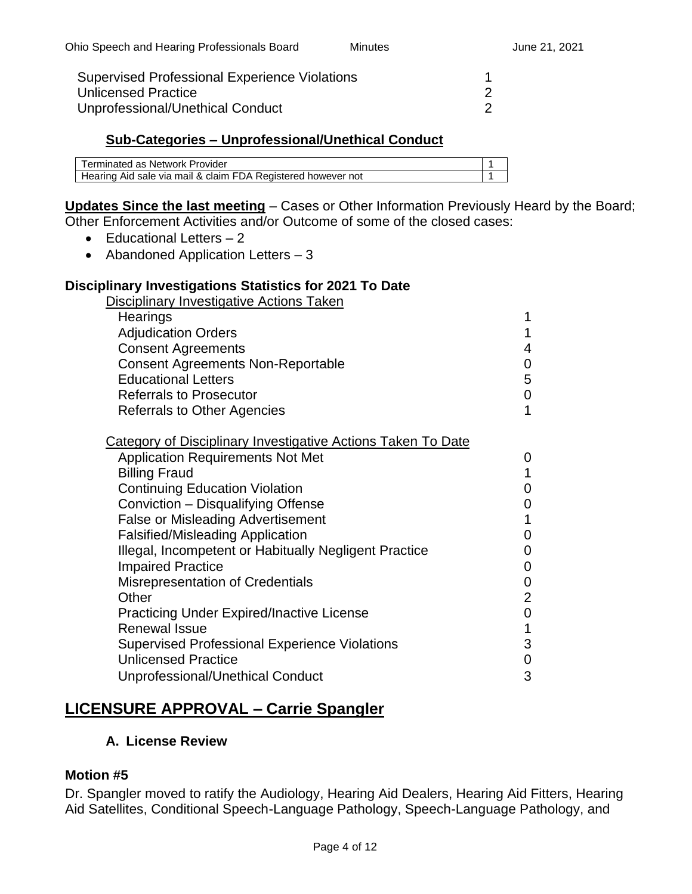| | |
|---|---|
| Supervised Professional Experience Violations | 1 |
| Unlicensed Practice | 2 |
| Unprofessional/Unethical Conduct | 2 |

### Sub-Categories – Unprofessional/Unethical Conduct

| | |
|---|---|
| Terminated as Network Provider | 1 |
| Hearing Aid sale via mail & claim FDA Registered however not | 1 |

**Updates Since the last meeting** – Cases or Other Information Previously Heard by the Board; Other Enforcement Activities and/or Outcome of some of the closed cases:

- Educational Letters – 2
- Abandoned Application Letters – 3

**Disciplinary Investigations Statistics for 2021 To Date**

Disciplinary Investigative Actions Taken

| | |
|---|---|
| Hearings | 1 |
| Adjudication Orders | 1 |
| Consent Agreements | 4 |
| Consent Agreements Non-Reportable | 0 |
| Educational Letters | 5 |
| Referrals to Prosecutor | 0 |
| Referrals to Other Agencies | 1 |

Category of Disciplinary Investigative Actions Taken To Date

| | |
|---|---|
| Application Requirements Not Met | 0 |
| Billing Fraud | 1 |
| Continuing Education Violation | 0 |
| Conviction – Disqualifying Offense | 0 |
| False or Misleading Advertisement | 1 |
| Falsified/Misleading Application | 0 |
| Illegal, Incompetent or Habitually Negligent Practice | 0 |
| Impaired Practice | 0 |
| Misrepresentation of Credentials | 0 |
| Other | 2 |
| Practicing Under Expired/Inactive License | 0 |
| Renewal Issue | 1 |
| Supervised Professional Experience Violations | 3 |
| Unlicensed Practice | 0 |
| Unprofessional/Unethical Conduct | 3 |

## LICENSURE APPROVAL – Carrie Spangler

### A. License Review

**Motion #5**

Dr. Spangler moved to ratify the Audiology, Hearing Aid Dealers, Hearing Aid Fitters, Hearing Aid Satellites, Conditional Speech-Language Pathology, Speech-Language Pathology, and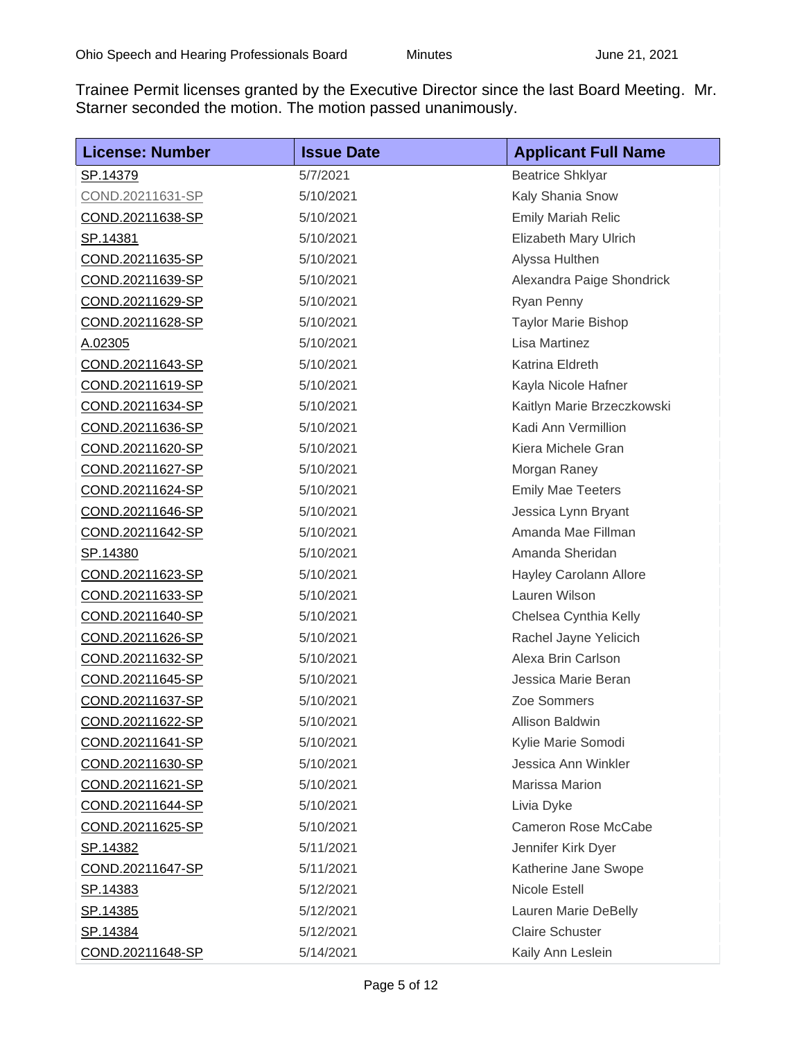Trainee Permit licenses granted by the Executive Director since the last Board Meeting. Mr. Starner seconded the motion. The motion passed unanimously.

| License: Number | Issue Date | Applicant Full Name |
| --- | --- | --- |
| SP.14379 | 5/7/2021 | Beatrice Shklyar |
| COND.20211631-SP | 5/10/2021 | Kaly Shania Snow |
| COND.20211638-SP | 5/10/2021 | Emily Mariah Relic |
| SP.14381 | 5/10/2021 | Elizabeth Mary Ulrich |
| COND.20211635-SP | 5/10/2021 | Alyssa Hulthen |
| COND.20211639-SP | 5/10/2021 | Alexandra Paige Shondrick |
| COND.20211629-SP | 5/10/2021 | Ryan Penny |
| COND.20211628-SP | 5/10/2021 | Taylor Marie Bishop |
| A.02305 | 5/10/2021 | Lisa Martinez |
| COND.20211643-SP | 5/10/2021 | Katrina Eldreth |
| COND.20211619-SP | 5/10/2021 | Kayla Nicole Hafner |
| COND.20211634-SP | 5/10/2021 | Kaitlyn Marie Brzeczkowski |
| COND.20211636-SP | 5/10/2021 | Kadi Ann Vermillion |
| COND.20211620-SP | 5/10/2021 | Kiera Michele Gran |
| COND.20211627-SP | 5/10/2021 | Morgan Raney |
| COND.20211624-SP | 5/10/2021 | Emily Mae Teeters |
| COND.20211646-SP | 5/10/2021 | Jessica Lynn Bryant |
| COND.20211642-SP | 5/10/2021 | Amanda Mae Fillman |
| SP.14380 | 5/10/2021 | Amanda Sheridan |
| COND.20211623-SP | 5/10/2021 | Hayley Carolann Allore |
| COND.20211633-SP | 5/10/2021 | Lauren Wilson |
| COND.20211640-SP | 5/10/2021 | Chelsea Cynthia Kelly |
| COND.20211626-SP | 5/10/2021 | Rachel Jayne Yelicich |
| COND.20211632-SP | 5/10/2021 | Alexa Brin Carlson |
| COND.20211645-SP | 5/10/2021 | Jessica Marie Beran |
| COND.20211637-SP | 5/10/2021 | Zoe Sommers |
| COND.20211622-SP | 5/10/2021 | Allison Baldwin |
| COND.20211641-SP | 5/10/2021 | Kylie Marie Somodi |
| COND.20211630-SP | 5/10/2021 | Jessica Ann Winkler |
| COND.20211621-SP | 5/10/2021 | Marissa Marion |
| COND.20211644-SP | 5/10/2021 | Livia Dyke |
| COND.20211625-SP | 5/10/2021 | Cameron Rose McCabe |
| SP.14382 | 5/11/2021 | Jennifer Kirk Dyer |
| COND.20211647-SP | 5/11/2021 | Katherine Jane Swope |
| SP.14383 | 5/12/2021 | Nicole Estell |
| SP.14385 | 5/12/2021 | Lauren Marie DeBelly |
| SP.14384 | 5/12/2021 | Claire Schuster |
| COND.20211648-SP | 5/14/2021 | Kaily Ann Leslein |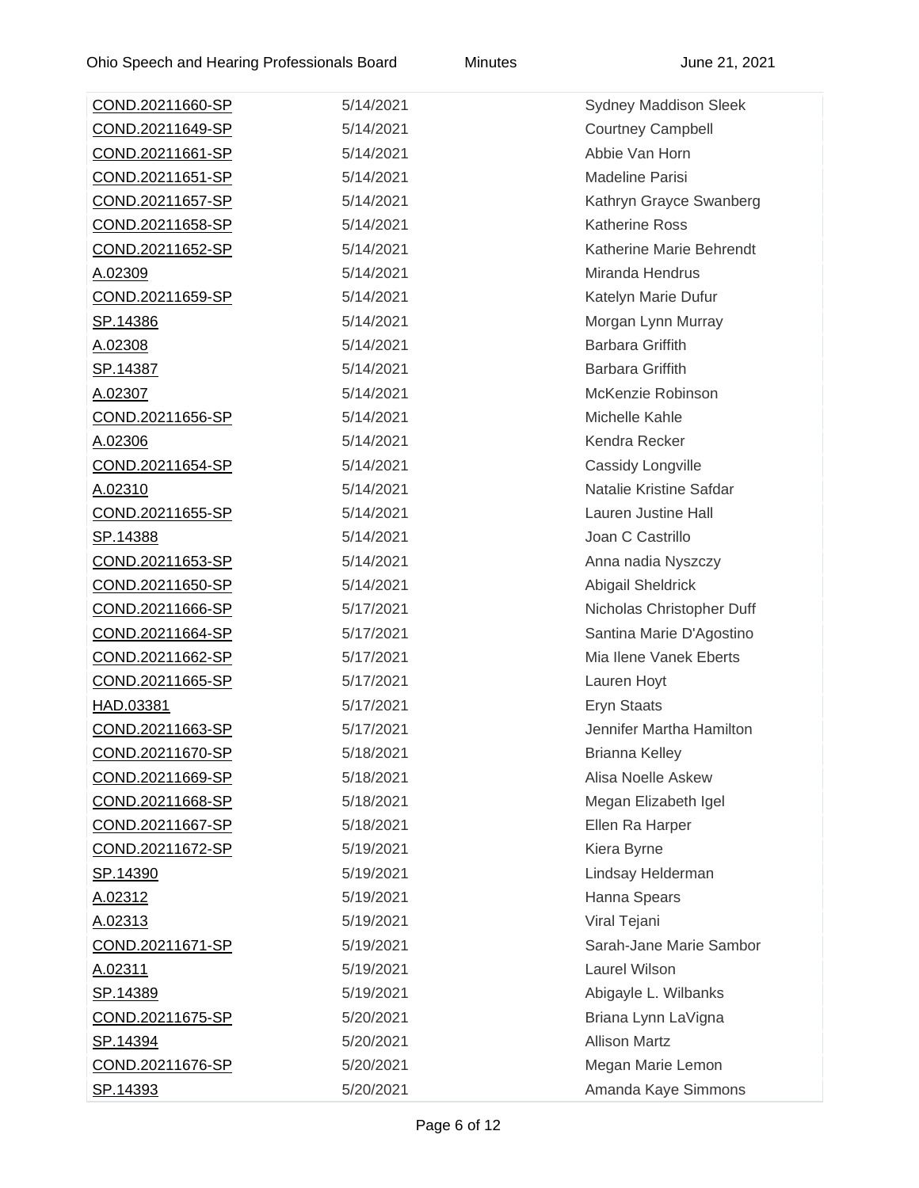| | | |
|---|---|---|
| COND.20211660-SP | 5/14/2021 | Sydney Maddison Sleek |
| COND.20211649-SP | 5/14/2021 | Courtney Campbell |
| COND.20211661-SP | 5/14/2021 | Abbie Van Horn |
| COND.20211651-SP | 5/14/2021 | Madeline Parisi |
| COND.20211657-SP | 5/14/2021 | Kathryn Grayce Swanberg |
| COND.20211658-SP | 5/14/2021 | Katherine Ross |
| COND.20211652-SP | 5/14/2021 | Katherine Marie Behrendt |
| A.02309 | 5/14/2021 | Miranda Hendrus |
| COND.20211659-SP | 5/14/2021 | Katelyn Marie Dufur |
| SP.14386 | 5/14/2021 | Morgan Lynn Murray |
| A.02308 | 5/14/2021 | Barbara Griffith |
| SP.14387 | 5/14/2021 | Barbara Griffith |
| A.02307 | 5/14/2021 | McKenzie Robinson |
| COND.20211656-SP | 5/14/2021 | Michelle Kahle |
| A.02306 | 5/14/2021 | Kendra Recker |
| COND.20211654-SP | 5/14/2021 | Cassidy Longville |
| A.02310 | 5/14/2021 | Natalie Kristine Safdar |
| COND.20211655-SP | 5/14/2021 | Lauren Justine Hall |
| SP.14388 | 5/14/2021 | Joan C Castrillo |
| COND.20211653-SP | 5/14/2021 | Anna nadia Nyszczy |
| COND.20211650-SP | 5/14/2021 | Abigail Sheldrick |
| COND.20211666-SP | 5/17/2021 | Nicholas Christopher Duff |
| COND.20211664-SP | 5/17/2021 | Santina Marie D'Agostino |
| COND.20211662-SP | 5/17/2021 | Mia Ilene Vanek Eberts |
| COND.20211665-SP | 5/17/2021 | Lauren Hoyt |
| HAD.03381 | 5/17/2021 | Eryn Staats |
| COND.20211663-SP | 5/17/2021 | Jennifer Martha Hamilton |
| COND.20211670-SP | 5/18/2021 | Brianna Kelley |
| COND.20211669-SP | 5/18/2021 | Alisa Noelle Askew |
| COND.20211668-SP | 5/18/2021 | Megan Elizabeth Igel |
| COND.20211667-SP | 5/18/2021 | Ellen Ra Harper |
| COND.20211672-SP | 5/19/2021 | Kiera Byrne |
| SP.14390 | 5/19/2021 | Lindsay Helderman |
| A.02312 | 5/19/2021 | Hanna Spears |
| A.02313 | 5/19/2021 | Viral Tejani |
| COND.20211671-SP | 5/19/2021 | Sarah-Jane Marie Sambor |
| A.02311 | 5/19/2021 | Laurel Wilson |
| SP.14389 | 5/19/2021 | Abigayle L. Wilbanks |
| COND.20211675-SP | 5/20/2021 | Briana Lynn LaVigna |
| SP.14394 | 5/20/2021 | Allison Martz |
| COND.20211676-SP | 5/20/2021 | Megan Marie Lemon |
| SP.14393 | 5/20/2021 | Amanda Kaye Simmons |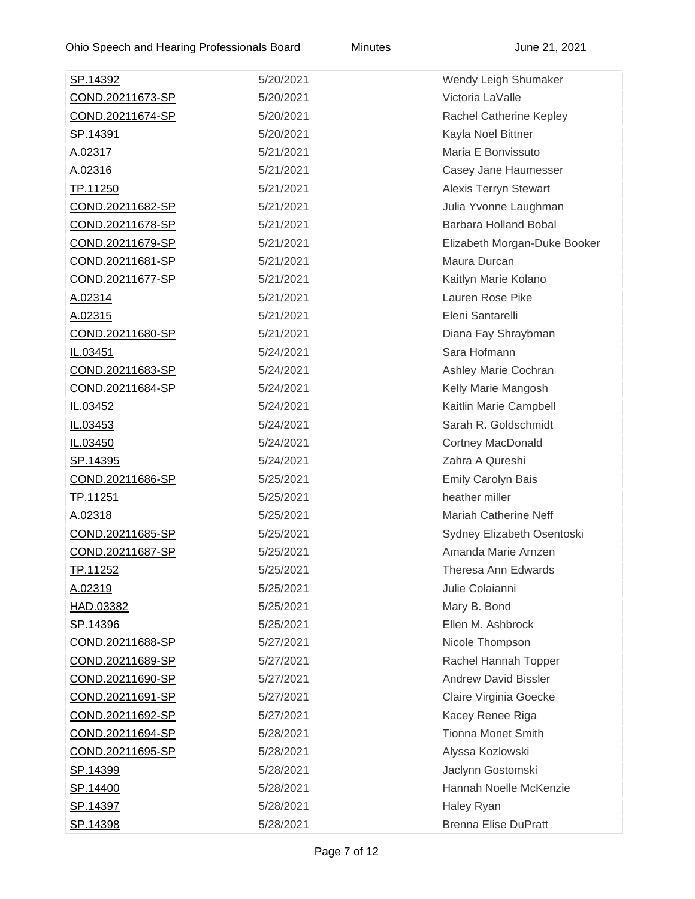| | | |
|---|---|---|
| SP.14392 | 5/20/2021 | Wendy Leigh Shumaker |
| COND.20211673-SP | 5/20/2021 | Victoria LaValle |
| COND.20211674-SP | 5/20/2021 | Rachel Catherine Kepley |
| SP.14391 | 5/20/2021 | Kayla Noel Bittner |
| A.02317 | 5/21/2021 | Maria E Bonvissuto |
| A.02316 | 5/21/2021 | Casey Jane Haumesser |
| TP.11250 | 5/21/2021 | Alexis Terryn Stewart |
| COND.20211682-SP | 5/21/2021 | Julia Yvonne Laughman |
| COND.20211678-SP | 5/21/2021 | Barbara Holland Bobal |
| COND.20211679-SP | 5/21/2021 | Elizabeth Morgan-Duke Booker |
| COND.20211681-SP | 5/21/2021 | Maura Durcan |
| COND.20211677-SP | 5/21/2021 | Kaitlyn Marie Kolano |
| A.02314 | 5/21/2021 | Lauren Rose Pike |
| A.02315 | 5/21/2021 | Eleni Santarelli |
| COND.20211680-SP | 5/21/2021 | Diana Fay Shraybman |
| IL.03451 | 5/24/2021 | Sara Hofmann |
| COND.20211683-SP | 5/24/2021 | Ashley Marie Cochran |
| COND.20211684-SP | 5/24/2021 | Kelly Marie Mangosh |
| IL.03452 | 5/24/2021 | Kaitlin Marie Campbell |
| IL.03453 | 5/24/2021 | Sarah R. Goldschmidt |
| IL.03450 | 5/24/2021 | Cortney MacDonald |
| SP.14395 | 5/24/2021 | Zahra A Qureshi |
| COND.20211686-SP | 5/25/2021 | Emily Carolyn Bais |
| TP.11251 | 5/25/2021 | heather miller |
| A.02318 | 5/25/2021 | Mariah Catherine Neff |
| COND.20211685-SP | 5/25/2021 | Sydney Elizabeth Osentoski |
| COND.20211687-SP | 5/25/2021 | Amanda Marie Arnzen |
| TP.11252 | 5/25/2021 | Theresa Ann Edwards |
| A.02319 | 5/25/2021 | Julie Colaianni |
| HAD.03382 | 5/25/2021 | Mary B. Bond |
| SP.14396 | 5/25/2021 | Ellen M. Ashbrock |
| COND.20211688-SP | 5/27/2021 | Nicole Thompson |
| COND.20211689-SP | 5/27/2021 | Rachel Hannah Topper |
| COND.20211690-SP | 5/27/2021 | Andrew David Bissler |
| COND.20211691-SP | 5/27/2021 | Claire Virginia Goecke |
| COND.20211692-SP | 5/27/2021 | Kacey Renee Riga |
| COND.20211694-SP | 5/28/2021 | Tionna Monet Smith |
| COND.20211695-SP | 5/28/2021 | Alyssa Kozlowski |
| SP.14399 | 5/28/2021 | Jaclynn Gostomski |
| SP.14400 | 5/28/2021 | Hannah Noelle McKenzie |
| SP.14397 | 5/28/2021 | Haley Ryan |
| SP.14398 | 5/28/2021 | Brenna Elise DuPratt |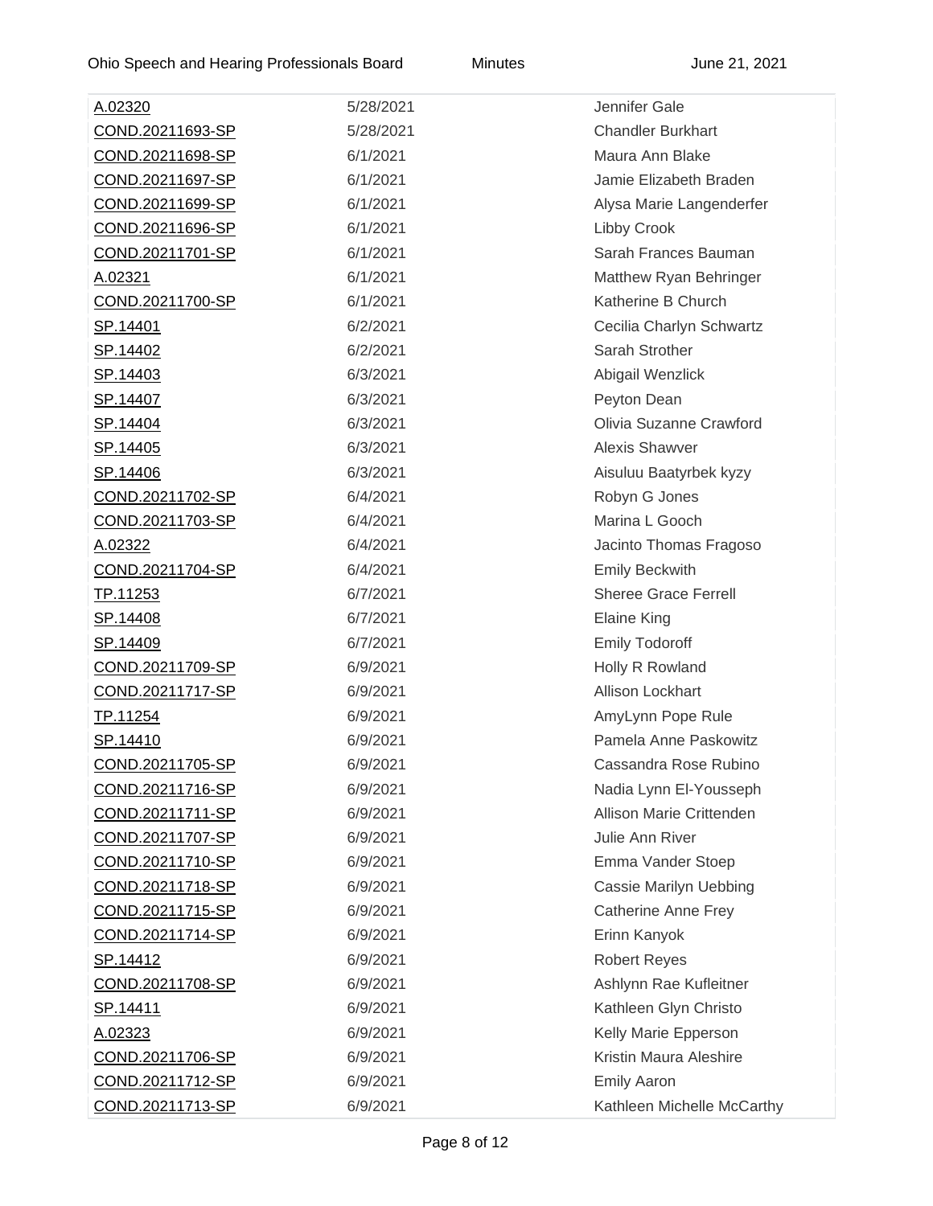| A.02320 | 5/28/2021 | Jennifer Gale |
| --- | --- | --- |
| COND.20211693-SP | 5/28/2021 | Chandler Burkhart |
| COND.20211698-SP | 6/1/2021 | Maura Ann Blake |
| COND.20211697-SP | 6/1/2021 | Jamie Elizabeth Braden |
| COND.20211699-SP | 6/1/2021 | Alysa Marie Langenderfer |
| COND.20211696-SP | 6/1/2021 | Libby Crook |
| COND.20211701-SP | 6/1/2021 | Sarah Frances Bauman |
| A.02321 | 6/1/2021 | Matthew Ryan Behringer |
| COND.20211700-SP | 6/1/2021 | Katherine B Church |
| SP.14401 | 6/2/2021 | Cecilia Charlyn Schwartz |
| SP.14402 | 6/2/2021 | Sarah Strother |
| SP.14403 | 6/3/2021 | Abigail Wenzlick |
| SP.14407 | 6/3/2021 | Peyton Dean |
| SP.14404 | 6/3/2021 | Olivia Suzanne Crawford |
| SP.14405 | 6/3/2021 | Alexis Shawver |
| SP.14406 | 6/3/2021 | Aisuluu Baatyrbek kyzy |
| COND.20211702-SP | 6/4/2021 | Robyn G Jones |
| COND.20211703-SP | 6/4/2021 | Marina L Gooch |
| A.02322 | 6/4/2021 | Jacinto Thomas Fragoso |
| COND.20211704-SP | 6/4/2021 | Emily Beckwith |
| TP.11253 | 6/7/2021 | Sheree Grace Ferrell |
| SP.14408 | 6/7/2021 | Elaine King |
| SP.14409 | 6/7/2021 | Emily Todoroff |
| COND.20211709-SP | 6/9/2021 | Holly R Rowland |
| COND.20211717-SP | 6/9/2021 | Allison Lockhart |
| TP.11254 | 6/9/2021 | AmyLynn Pope Rule |
| SP.14410 | 6/9/2021 | Pamela Anne Paskowitz |
| COND.20211705-SP | 6/9/2021 | Cassandra Rose Rubino |
| COND.20211716-SP | 6/9/2021 | Nadia Lynn El-Yousseph |
| COND.20211711-SP | 6/9/2021 | Allison Marie Crittenden |
| COND.20211707-SP | 6/9/2021 | Julie Ann River |
| COND.20211710-SP | 6/9/2021 | Emma Vander Stoep |
| COND.20211718-SP | 6/9/2021 | Cassie Marilyn Uebbing |
| COND.20211715-SP | 6/9/2021 | Catherine Anne Frey |
| COND.20211714-SP | 6/9/2021 | Erinn Kanyok |
| SP.14412 | 6/9/2021 | Robert Reyes |
| COND.20211708-SP | 6/9/2021 | Ashlynn Rae Kufleitner |
| SP.14411 | 6/9/2021 | Kathleen Glyn Christo |
| A.02323 | 6/9/2021 | Kelly Marie Epperson |
| COND.20211706-SP | 6/9/2021 | Kristin Maura Aleshire |
| COND.20211712-SP | 6/9/2021 | Emily Aaron |
| COND.20211713-SP | 6/9/2021 | Kathleen Michelle McCarthy |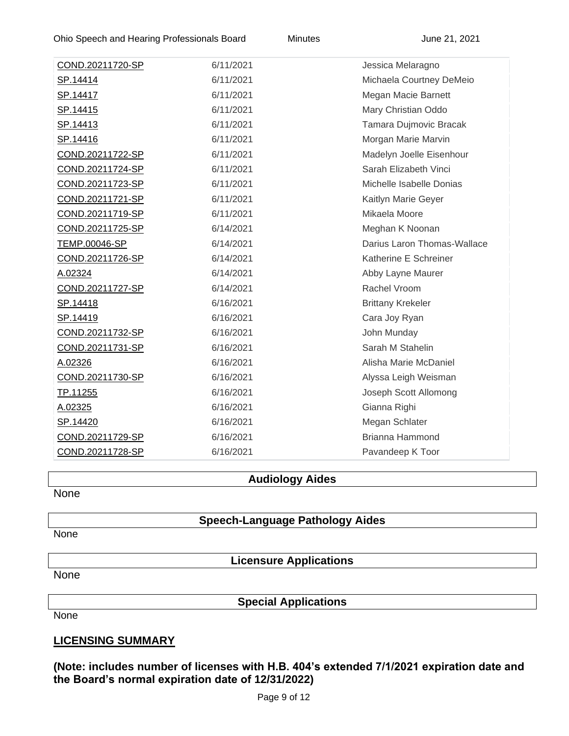| | | |
|---|---|---|
| COND.20211720-SP | 6/11/2021 | Jessica Melaragno |
| SP.14414 | 6/11/2021 | Michaela Courtney DeMeio |
| SP.14417 | 6/11/2021 | Megan Macie Barnett |
| SP.14415 | 6/11/2021 | Mary Christian Oddo |
| SP.14413 | 6/11/2021 | Tamara Dujmovic Bracak |
| SP.14416 | 6/11/2021 | Morgan Marie Marvin |
| COND.20211722-SP | 6/11/2021 | Madelyn Joelle Eisenhour |
| COND.20211724-SP | 6/11/2021 | Sarah Elizabeth Vinci |
| COND.20211723-SP | 6/11/2021 | Michelle Isabelle Donias |
| COND.20211721-SP | 6/11/2021 | Kaitlyn Marie Geyer |
| COND.20211719-SP | 6/11/2021 | Mikaela Moore |
| COND.20211725-SP | 6/14/2021 | Meghan K Noonan |
| TEMP.00046-SP | 6/14/2021 | Darius Laron Thomas-Wallace |
| COND.20211726-SP | 6/14/2021 | Katherine E Schreiner |
| A.02324 | 6/14/2021 | Abby Layne Maurer |
| COND.20211727-SP | 6/14/2021 | Rachel Vroom |
| SP.14418 | 6/16/2021 | Brittany Krekeler |
| SP.14419 | 6/16/2021 | Cara Joy Ryan |
| COND.20211732-SP | 6/16/2021 | John Munday |
| COND.20211731-SP | 6/16/2021 | Sarah M Stahelin |
| A.02326 | 6/16/2021 | Alisha Marie McDaniel |
| COND.20211730-SP | 6/16/2021 | Alyssa Leigh Weisman |
| TP.11255 | 6/16/2021 | Joseph Scott Allomong |
| A.02325 | 6/16/2021 | Gianna Righi |
| SP.14420 | 6/16/2021 | Megan Schlater |
| COND.20211729-SP | 6/16/2021 | Brianna Hammond |
| COND.20211728-SP | 6/16/2021 | Pavandeep K Toor |

**Audiology Aides**

None

**Speech-Language Pathology Aides**

None

**Licensure Applications**

None

**Special Applications**

None

## LICENSING SUMMARY

**(Note: includes number of licenses with H.B. 404's extended 7/1/2021 expiration date and the Board's normal expiration date of 12/31/2022)**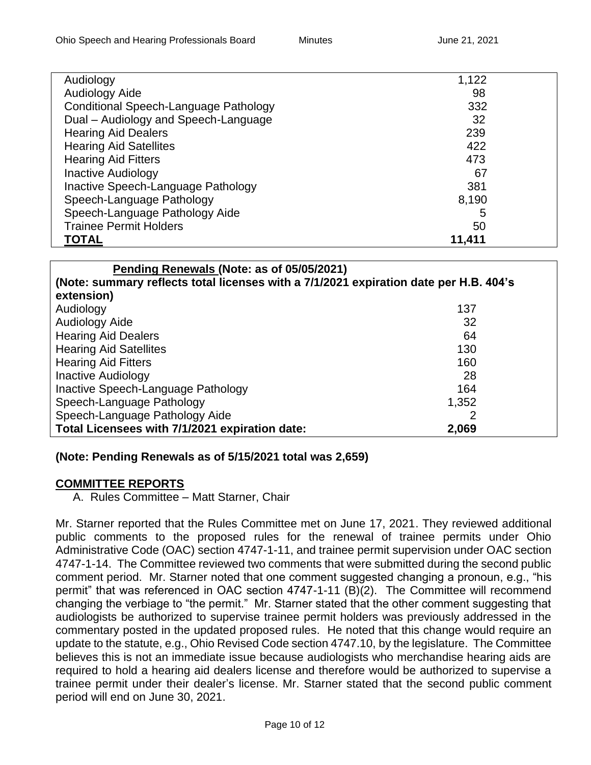| | |
|---|---|
| Audiology | 1,122 |
| Audiology Aide | 98 |
| Conditional Speech-Language Pathology | 332 |
| Dual – Audiology and Speech-Language | 32 |
| Hearing Aid Dealers | 239 |
| Hearing Aid Satellites | 422 |
| Hearing Aid Fitters | 473 |
| Inactive Audiology | 67 |
| Inactive Speech-Language Pathology | 381 |
| Speech-Language Pathology | 8,190 |
| Speech-Language Pathology Aide | 5 |
| Trainee Permit Holders | 50 |
| **TOTAL** | **11,411** |

| **Pending Renewals (Note: as of 05/05/2021)** **(Note: summary reflects total licenses with a 7/1/2021 expiration date per H.B. 404's extension)** | |
|---|---|
| Audiology | 137 |
| Audiology Aide | 32 |
| Hearing Aid Dealers | 64 |
| Hearing Aid Satellites | 130 |
| Hearing Aid Fitters | 160 |
| Inactive Audiology | 28 |
| Inactive Speech-Language Pathology | 164 |
| Speech-Language Pathology | 1,352 |
| Speech-Language Pathology Aide | 2 |
| **Total Licensees with 7/1/2021 expiration date:** | **2,069** |

**(Note: Pending Renewals as of 5/15/2021 total was 2,659)**

## COMMITTEE REPORTS

A. Rules Committee – Matt Starner, Chair

Mr. Starner reported that the Rules Committee met on June 17, 2021. They reviewed additional public comments to the proposed rules for the renewal of trainee permits under Ohio Administrative Code (OAC) section 4747-1-11, and trainee permit supervision under OAC section 4747-1-14. The Committee reviewed two comments that were submitted during the second public comment period. Mr. Starner noted that one comment suggested changing a pronoun, e.g., "his permit" that was referenced in OAC section 4747-1-11 (B)(2). The Committee will recommend changing the verbiage to "the permit." Mr. Starner stated that the other comment suggesting that audiologists be authorized to supervise trainee permit holders was previously addressed in the commentary posted in the updated proposed rules. He noted that this change would require an update to the statute, e.g., Ohio Revised Code section 4747.10, by the legislature. The Committee believes this is not an immediate issue because audiologists who merchandise hearing aids are required to hold a hearing aid dealers license and therefore would be authorized to supervise a trainee permit under their dealer's license. Mr. Starner stated that the second public comment period will end on June 30, 2021.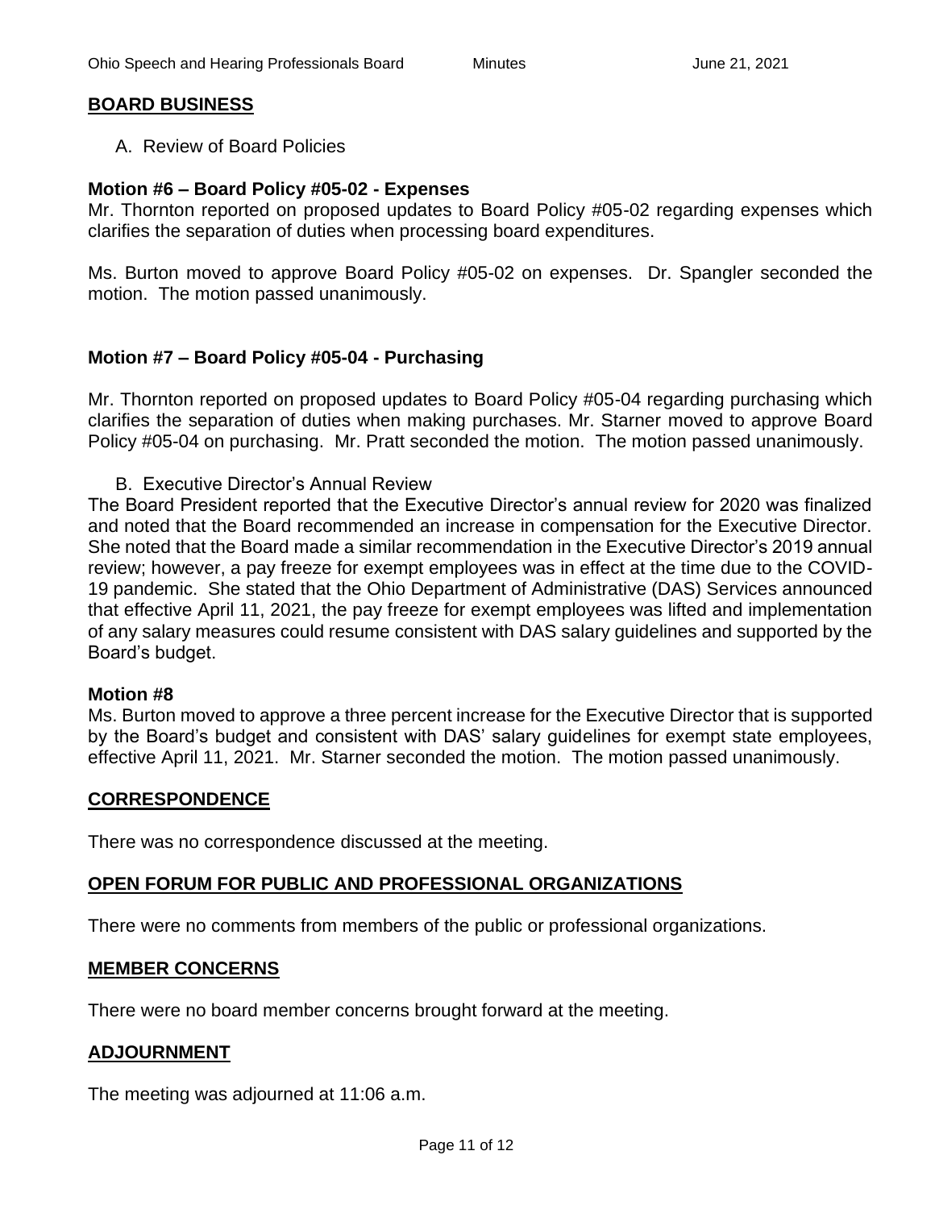## BOARD BUSINESS

A. Review of Board Policies

### Motion #6 – Board Policy #05-02 - Expenses

Mr. Thornton reported on proposed updates to Board Policy #05-02 regarding expenses which clarifies the separation of duties when processing board expenditures.

Ms. Burton moved to approve Board Policy #05-02 on expenses. Dr. Spangler seconded the motion. The motion passed unanimously.

### Motion #7 – Board Policy #05-04 - Purchasing

Mr. Thornton reported on proposed updates to Board Policy #05-04 regarding purchasing which clarifies the separation of duties when making purchases. Mr. Starner moved to approve Board Policy #05-04 on purchasing. Mr. Pratt seconded the motion. The motion passed unanimously.

B. Executive Director's Annual Review

The Board President reported that the Executive Director's annual review for 2020 was finalized and noted that the Board recommended an increase in compensation for the Executive Director. She noted that the Board made a similar recommendation in the Executive Director's 2019 annual review; however, a pay freeze for exempt employees was in effect at the time due to the COVID-19 pandemic. She stated that the Ohio Department of Administrative (DAS) Services announced that effective April 11, 2021, the pay freeze for exempt employees was lifted and implementation of any salary measures could resume consistent with DAS salary guidelines and supported by the Board's budget.

### Motion #8

Ms. Burton moved to approve a three percent increase for the Executive Director that is supported by the Board's budget and consistent with DAS' salary guidelines for exempt state employees, effective April 11, 2021. Mr. Starner seconded the motion. The motion passed unanimously.

## CORRESPONDENCE

There was no correspondence discussed at the meeting.

## OPEN FORUM FOR PUBLIC AND PROFESSIONAL ORGANIZATIONS

There were no comments from members of the public or professional organizations.

## MEMBER CONCERNS

There were no board member concerns brought forward at the meeting.

## ADJOURNMENT

The meeting was adjourned at 11:06 a.m.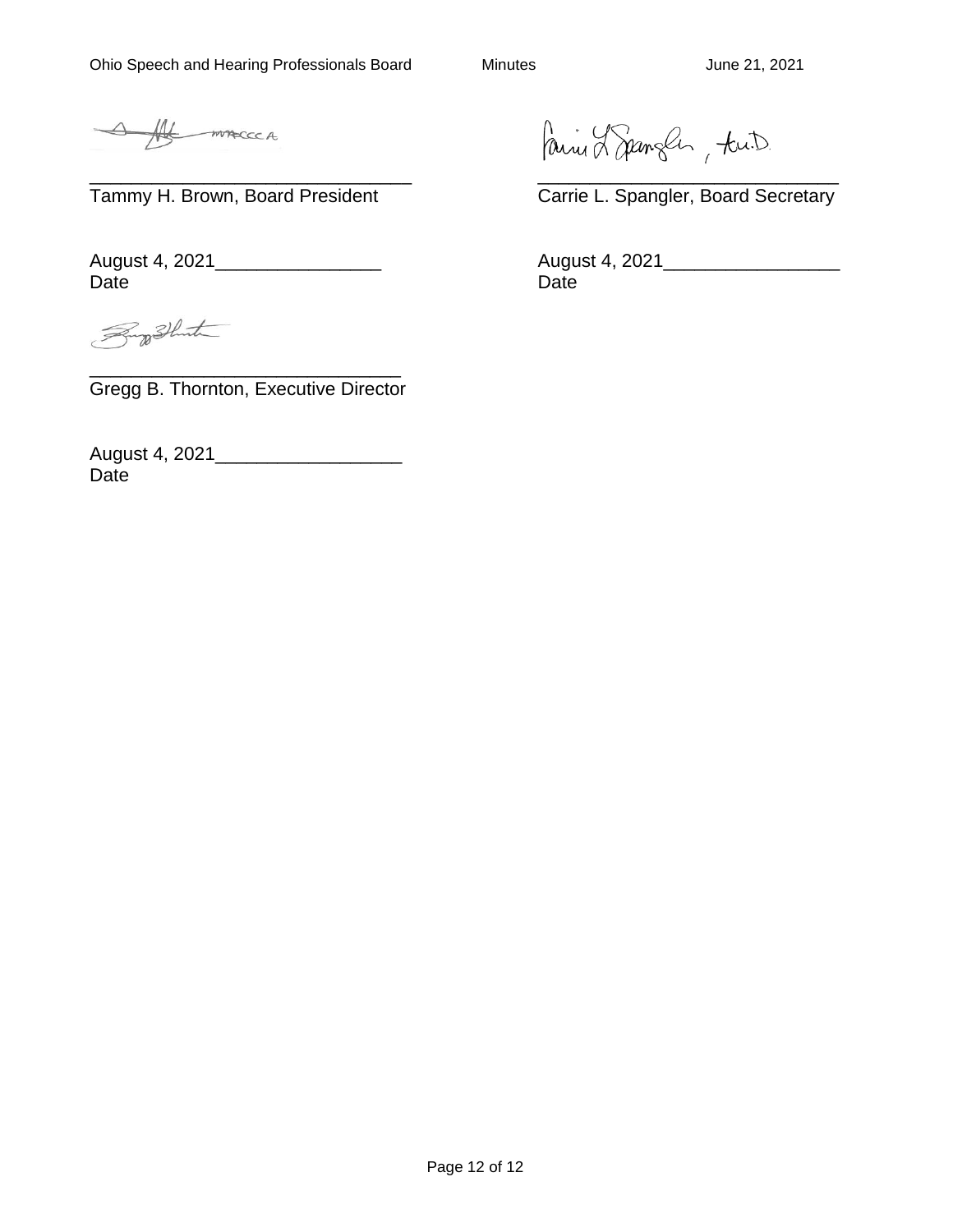\_\_\_\_\_\_\_\_\_\_\_\_\_\_\_\_\_\_\_\_\_\_\_\_\_\_\_\_\_\_
Tammy H. Brown, Board President

August 4, 2021\_\_\_\_\_\_\_\_\_\_\_\_\_\_\_\_
Date

\_\_\_\_\_\_\_\_\_\_\_\_\_\_\_\_\_\_\_\_\_\_\_\_\_\_\_\_\_\_
Carrie L. Spangler, Board Secretary

August 4, 2021\_\_\_\_\_\_\_\_\_\_\_\_\_\_\_\_
Date

\_\_\_\_\_\_\_\_\_\_\_\_\_\_\_\_\_\_\_\_\_\_\_\_\_\_\_\_\_\_
Gregg B. Thornton, Executive Director

August 4, 2021\_\_\_\_\_\_\_\_\_\_\_\_\_\_\_\_
Date